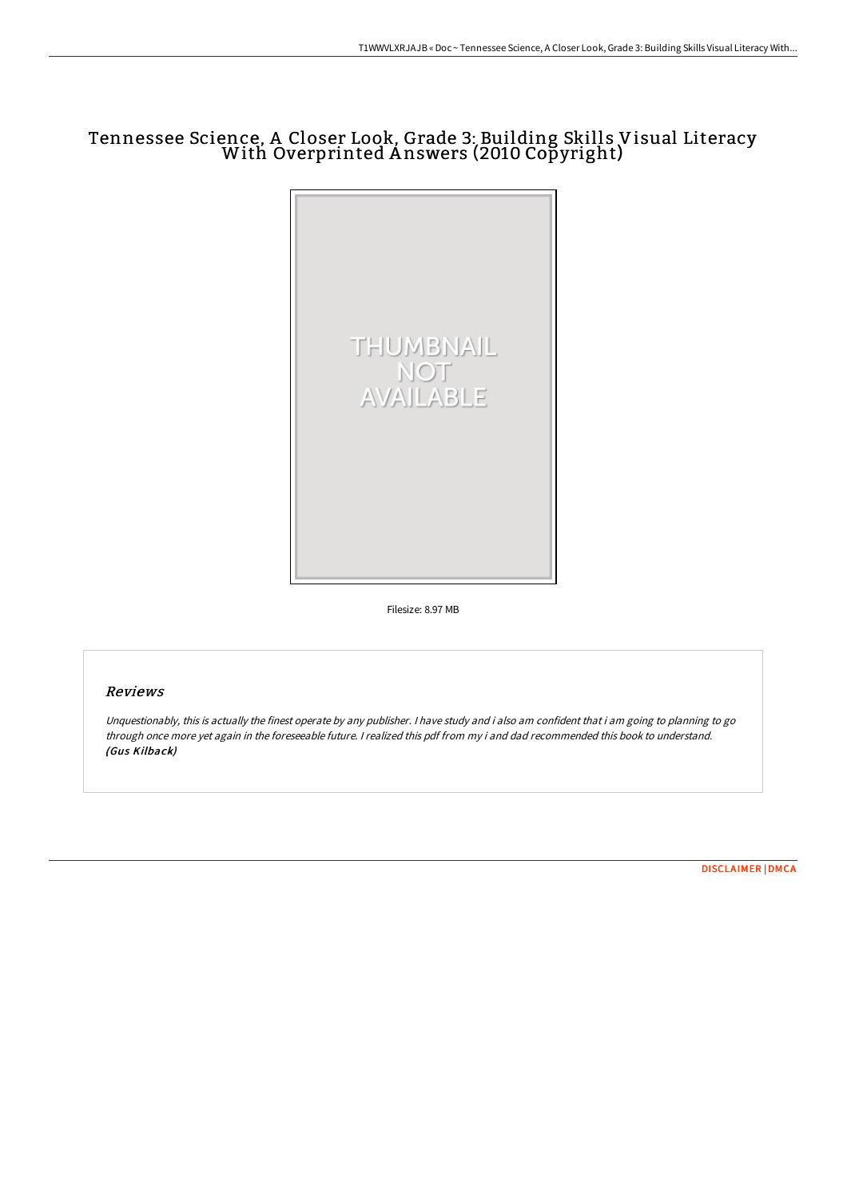# Tennessee Science, A Closer Look, Grade 3: Building Skills Visual Literacy With Overprinted Answers (2010 Copyright)

Filesize: 8.97 MB

## Reviews

*Unquestionably, this is actually the finest operate by any publisher. I have study and i also am confident that i am going to planning to go through once more yet again in the foreseeable future. I realized this pdf from my i and dad recommended this book to understand.*
***(Gus Kilback)***

DISCLAIMER | DMCA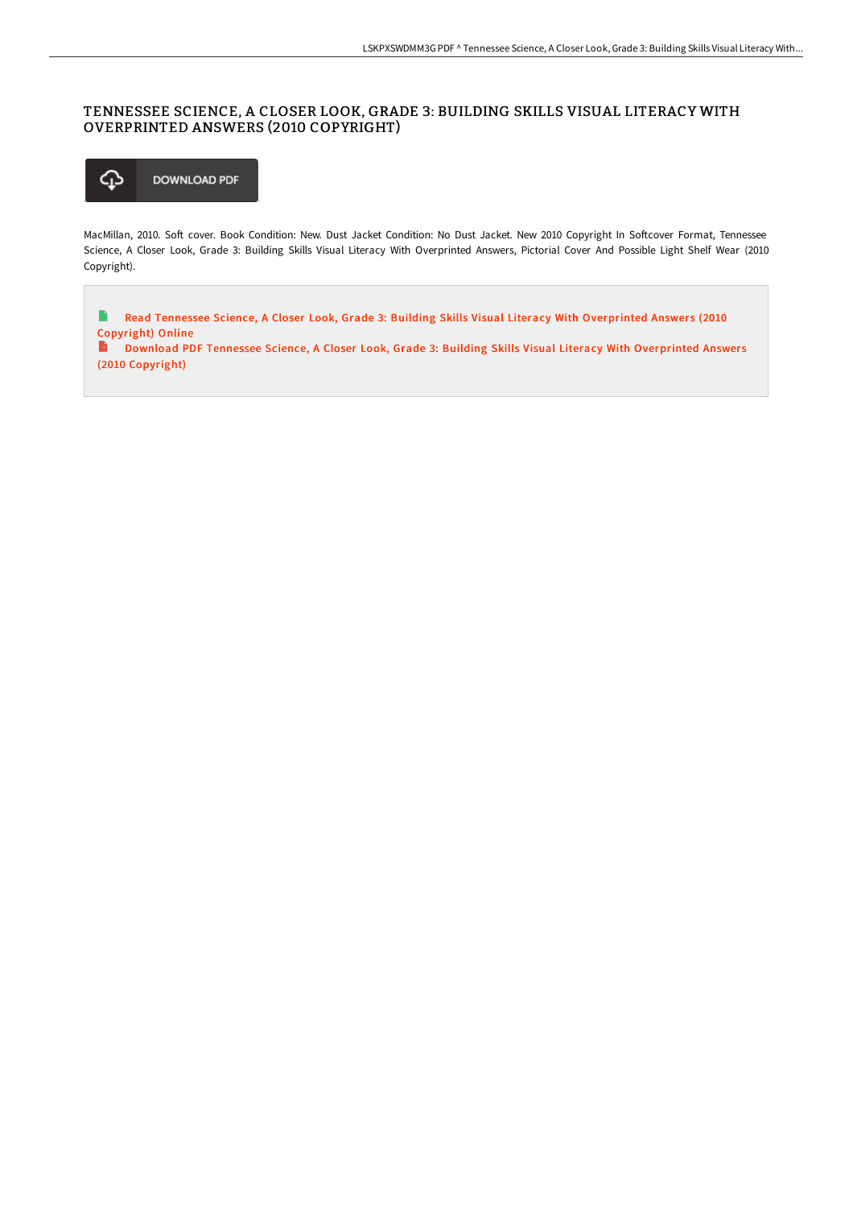# TENNESSEE SCIENCE, A CLOSER LOOK, GRADE 3: BUILDING SKILLS VISUAL LITERACY WITH OVERPRINTED ANSWERS (2010 COPYRIGHT)

DOWNLOAD PDF

MacMillan, 2010. Soft cover. Book Condition: New. Dust Jacket Condition: No Dust Jacket. New 2010 Copyright In Softcover Format, Tennessee Science, A Closer Look, Grade 3: Building Skills Visual Literacy With Overprinted Answers, Pictorial Cover And Possible Light Shelf Wear (2010 Copyright).

Read Tennessee Science, A Closer Look, Grade 3: Building Skills Visual Literacy With Overprinted Answers (2010 Copyright) Online

Download PDF Tennessee Science, A Closer Look, Grade 3: Building Skills Visual Literacy With Overprinted Answers (2010 Copyright)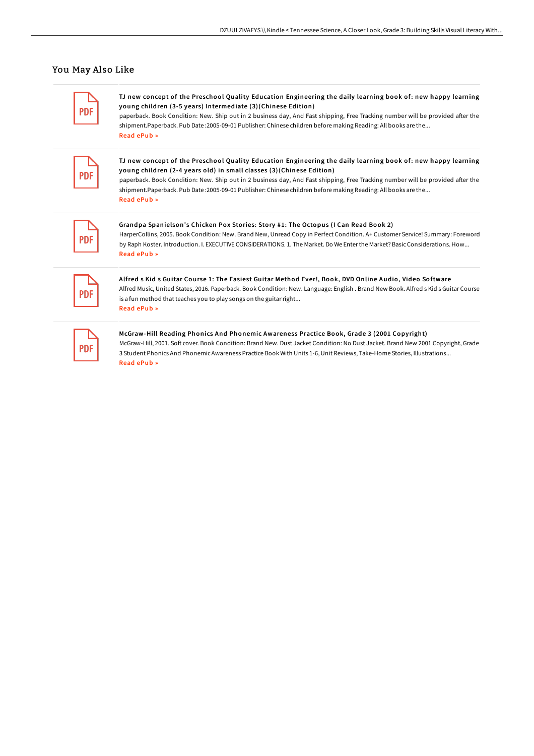## You May Also Like

PDF

**TJ new concept of the Preschool Quality Education Engineering the daily learning book of: new happy learning young children (3-5 years) Intermediate (3)(Chinese Edition)**

paperback. Book Condition: New. Ship out in 2 business day, And Fast shipping, Free Tracking number will be provided after the shipment.Paperback. Pub Date :2005-09-01 Publisher: Chinese children before making Reading: All books are the...

Read ePub »

PDF

**TJ new concept of the Preschool Quality Education Engineering the daily learning book of: new happy learning young children (2-4 years old) in small classes (3)(Chinese Edition)**

paperback. Book Condition: New. Ship out in 2 business day, And Fast shipping, Free Tracking number will be provided after the shipment.Paperback. Pub Date :2005-09-01 Publisher: Chinese children before making Reading: All books are the...

Read ePub »

PDF

**Grandpa Spanielson's Chicken Pox Stories: Story #1: The Octopus (I Can Read Book 2)**

HarperCollins, 2005. Book Condition: New. Brand New, Unread Copy in Perfect Condition. A+ Customer Service! Summary: Foreword by Raph Koster. Introduction. I. EXECUTIVE CONSIDERATIONS. 1. The Market. Do We Enter the Market? Basic Considerations. How...

Read ePub »

PDF

**Alfred s Kid s Guitar Course 1: The Easiest Guitar Method Ever!, Book, DVD Online Audio, Video Software**

Alfred Music, United States, 2016. Paperback. Book Condition: New. Language: English . Brand New Book. Alfred s Kid s Guitar Course is a fun method that teaches you to play songs on the guitar right...

Read ePub »

PDF

**McGraw-Hill Reading Phonics And Phonemic Awareness Practice Book, Grade 3 (2001 Copyright)**

McGraw-Hill, 2001. Soft cover. Book Condition: Brand New. Dust Jacket Condition: No Dust Jacket. Brand New 2001 Copyright, Grade 3 Student Phonics And Phonemic Awareness Practice Book With Units 1-6, Unit Reviews, Take-Home Stories, Illustrations...

Read ePub »